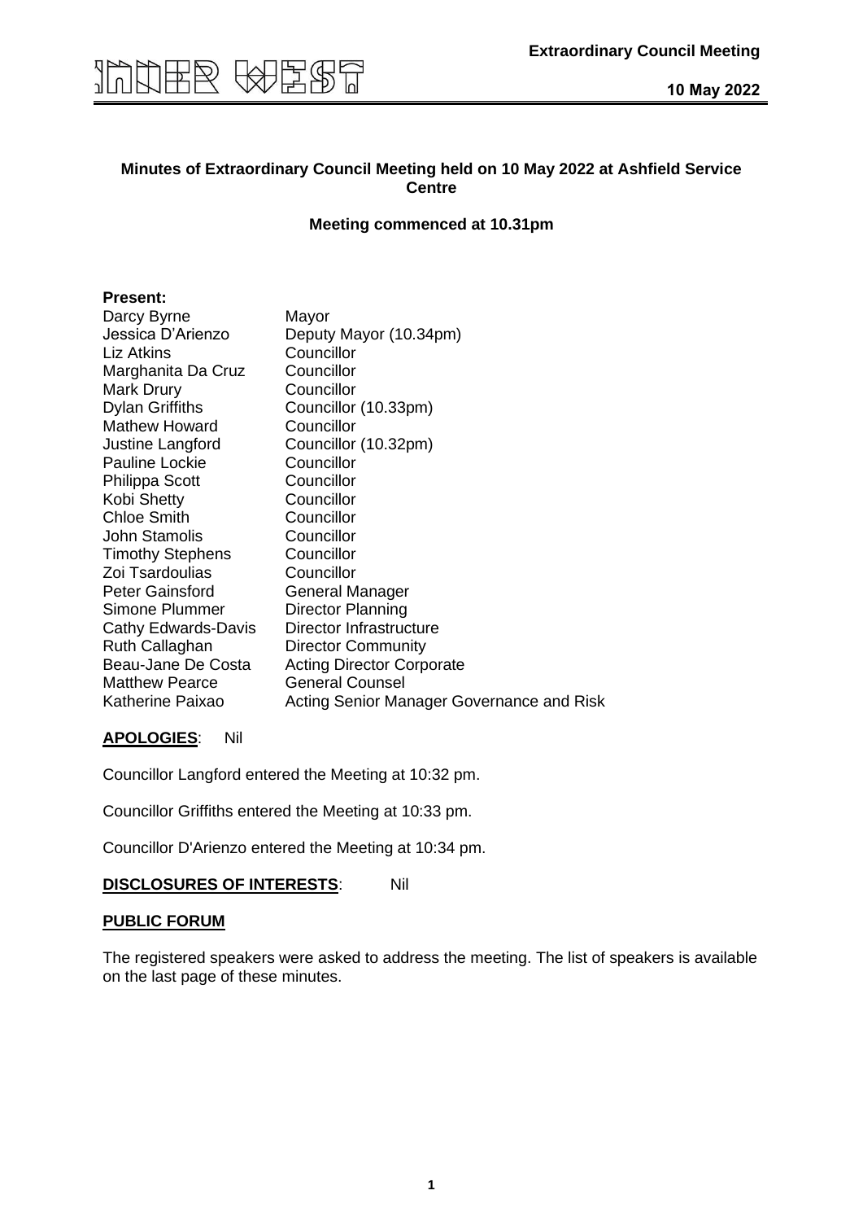## Minutes of Extraordinary Council Meeting held on 10 May 2022 at Ashfield Service Centre

**Meeting commenced at 10.31pm**

**Present:**

| | |
|---|---|
| Darcy Byrne | Mayor |
| Jessica D'Arienzo | Deputy Mayor (10.34pm) |
| Liz Atkins | Councillor |
| Marghanita Da Cruz | Councillor |
| Mark Drury | Councillor |
| Dylan Griffiths | Councillor (10.33pm) |
| Mathew Howard | Councillor |
| Justine Langford | Councillor (10.32pm) |
| Pauline Lockie | Councillor |
| Philippa Scott | Councillor |
| Kobi Shetty | Councillor |
| Chloe Smith | Councillor |
| John Stamolis | Councillor |
| Timothy Stephens | Councillor |
| Zoi Tsardoulias | Councillor |
| Peter Gainsford | General Manager |
| Simone Plummer | Director Planning |
| Cathy Edwards-Davis | Director Infrastructure |
| Ruth Callaghan | Director Community |
| Beau-Jane De Costa | Acting Director Corporate |
| Matthew Pearce | General Counsel |
| Katherine Paixao | Acting Senior Manager Governance and Risk |

**APOLOGIES**: Nil

Councillor Langford entered the Meeting at 10:32 pm.

Councillor Griffiths entered the Meeting at 10:33 pm.

Councillor D'Arienzo entered the Meeting at 10:34 pm.

**DISCLOSURES OF INTERESTS**: Nil

**PUBLIC FORUM**

The registered speakers were asked to address the meeting. The list of speakers is available on the last page of these minutes.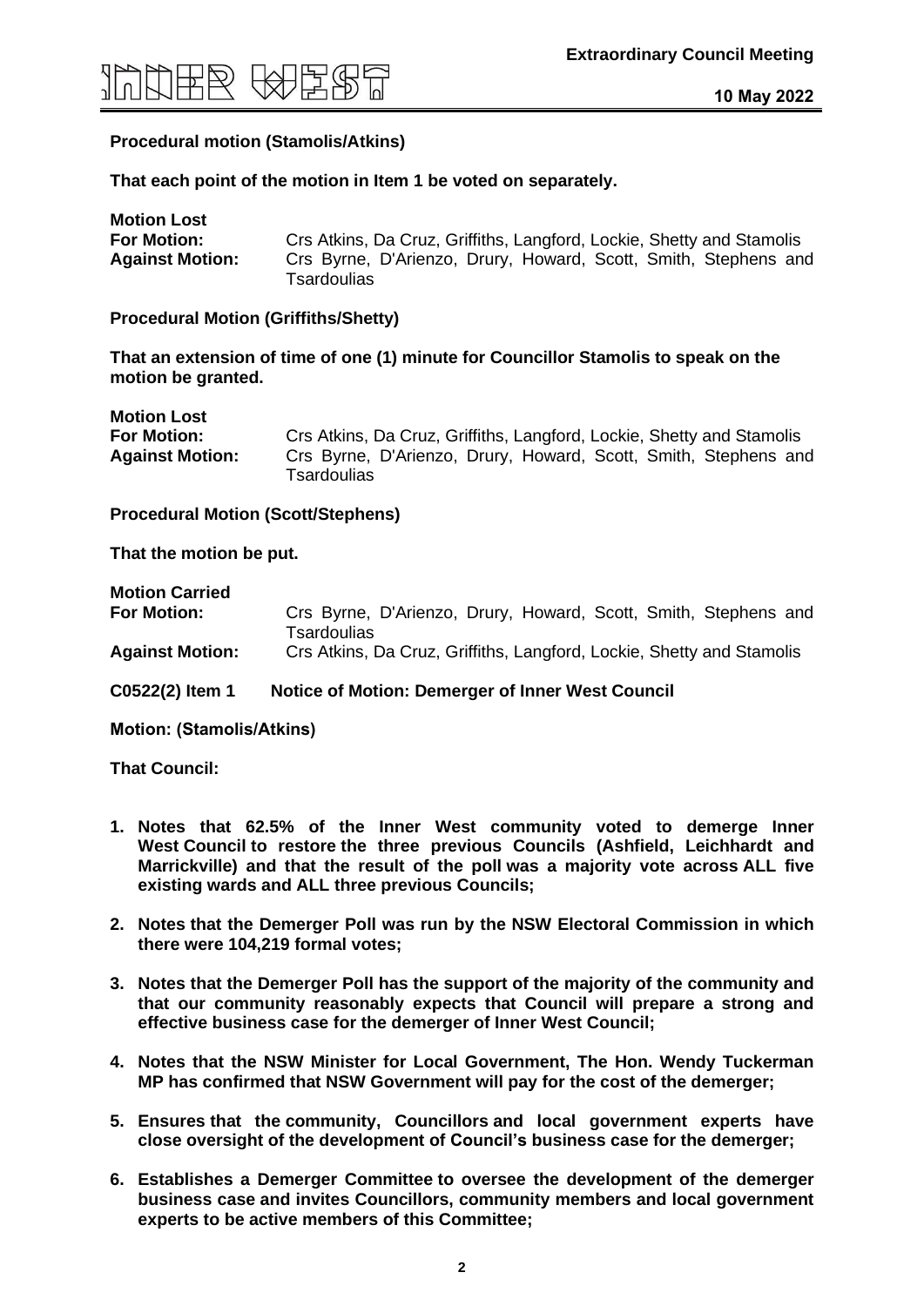**Procedural motion (Stamolis/Atkins)**

**That each point of the motion in Item 1 be voted on separately.**

| | |
|---|---|
| **Motion Lost** | |
| **For Motion:** | Crs Atkins, Da Cruz, Griffiths, Langford, Lockie, Shetty and Stamolis |
| **Against Motion:** | Crs Byrne, D'Arienzo, Drury, Howard, Scott, Smith, Stephens and Tsardoulias |

**Procedural Motion (Griffiths/Shetty)**

**That an extension of time of one (1) minute for Councillor Stamolis to speak on the motion be granted.**

| | |
|---|---|
| **Motion Lost** | |
| **For Motion:** | Crs Atkins, Da Cruz, Griffiths, Langford, Lockie, Shetty and Stamolis |
| **Against Motion:** | Crs Byrne, D'Arienzo, Drury, Howard, Scott, Smith, Stephens and Tsardoulias |

**Procedural Motion (Scott/Stephens)**

**That the motion be put.**

| | |
|---|---|
| **Motion Carried** | |
| **For Motion:** | Crs Byrne, D'Arienzo, Drury, Howard, Scott, Smith, Stephens and Tsardoulias |
| **Against Motion:** | Crs Atkins, Da Cruz, Griffiths, Langford, Lockie, Shetty and Stamolis |

## C0522(2) Item 1 Notice of Motion: Demerger of Inner West Council

**Motion: (Stamolis/Atkins)**

**That Council:**

1. **Notes that 62.5% of the Inner West community voted to demerge Inner West Council to restore the three previous Councils (Ashfield, Leichhardt and Marrickville) and that the result of the poll was a majority vote across ALL five existing wards and ALL three previous Councils;**
2. **Notes that the Demerger Poll was run by the NSW Electoral Commission in which there were 104,219 formal votes;**
3. **Notes that the Demerger Poll has the support of the majority of the community and that our community reasonably expects that Council will prepare a strong and effective business case for the demerger of Inner West Council;**
4. **Notes that the NSW Minister for Local Government, The Hon. Wendy Tuckerman MP has confirmed that NSW Government will pay for the cost of the demerger;**
5. **Ensures that the community, Councillors and local government experts have close oversight of the development of Council's business case for the demerger;**
6. **Establishes a Demerger Committee to oversee the development of the demerger business case and invites Councillors, community members and local government experts to be active members of this Committee;**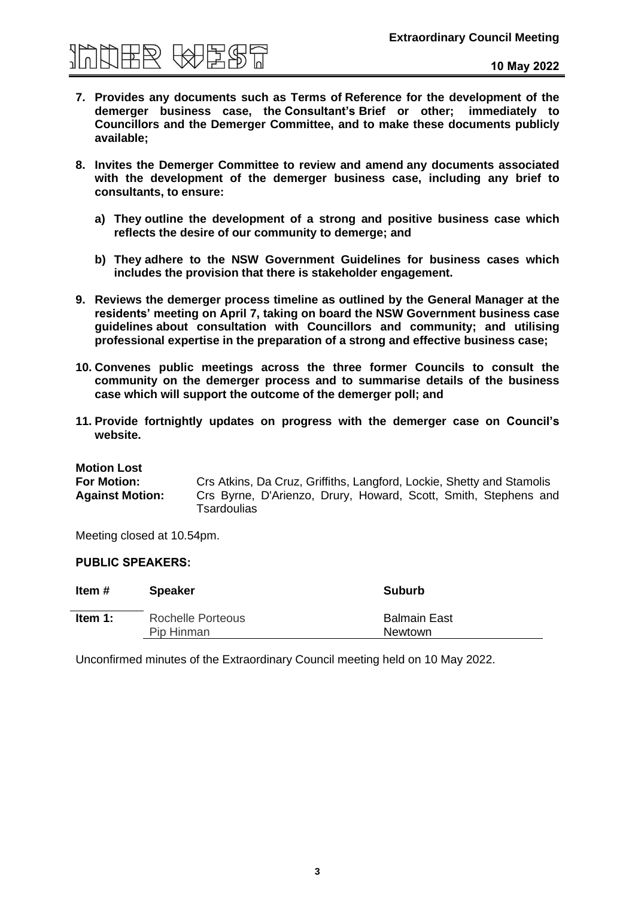7. **Provides any documents such as Terms of Reference for the development of the demerger business case, the Consultant's Brief or other; immediately to Councillors and the Demerger Committee, and to make these documents publicly available;**

8. **Invites the Demerger Committee to review and amend any documents associated with the development of the demerger business case, including any brief to consultants, to ensure:**

   a) **They outline the development of a strong and positive business case which reflects the desire of our community to demerge; and**

   b) **They adhere to the NSW Government Guidelines for business cases which includes the provision that there is stakeholder engagement.**

9. **Reviews the demerger process timeline as outlined by the General Manager at the residents' meeting on April 7, taking on board the NSW Government business case guidelines about consultation with Councillors and community; and utilising professional expertise in the preparation of a strong and effective business case;**

10. **Convenes public meetings across the three former Councils to consult the community on the demerger process and to summarise details of the business case which will support the outcome of the demerger poll; and**

11. **Provide fortnightly updates on progress with the demerger case on Council's website.**

**Motion Lost**
**For Motion:** Crs Atkins, Da Cruz, Griffiths, Langford, Lockie, Shetty and Stamolis
**Against Motion:** Crs Byrne, D'Arienzo, Drury, Howard, Scott, Smith, Stephens and Tsardoulias

Meeting closed at 10.54pm.

**PUBLIC SPEAKERS:**

| Item # | Speaker | Suburb |
|---|---|---|
| **Item 1:** | Rochelle Porteous | Balmain East |
| | Pip Hinman | Newtown |

Unconfirmed minutes of the Extraordinary Council meeting held on 10 May 2022.